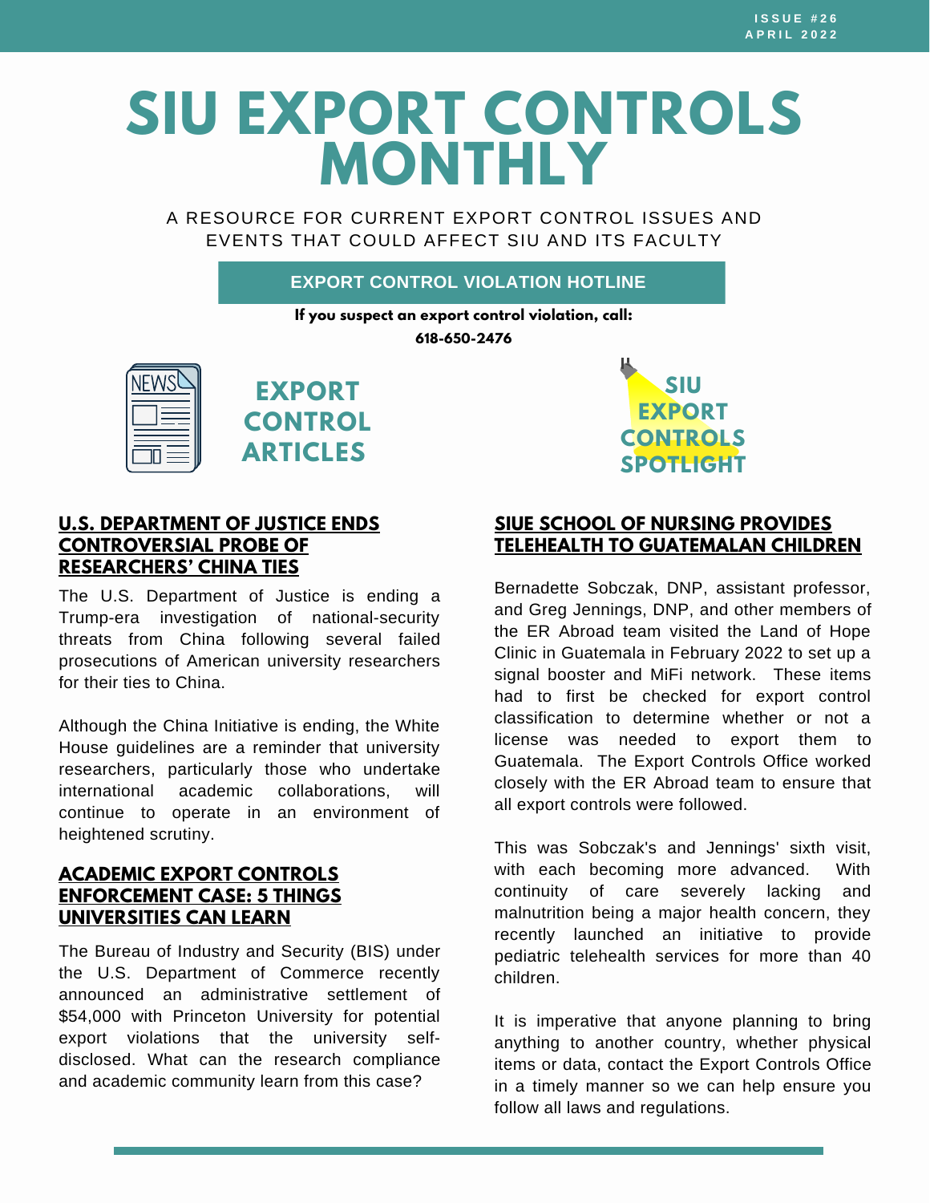ISSUE #26
APRIL 2022

# SIU EXPORT CONTROLS MONTHLY

A RESOURCE FOR CURRENT EXPORT CONTROL ISSUES AND EVENTS THAT COULD AFFECT SIU AND ITS FACULTY

**EXPORT CONTROL VIOLATION HOTLINE**

**If you suspect an export control violation, call:**

**618-650-2476**

## EXPORT CONTROL ARTICLES

### U.S. DEPARTMENT OF JUSTICE ENDS CONTROVERSIAL PROBE OF RESEARCHERS' CHINA TIES

The U.S. Department of Justice is ending a Trump-era investigation of national-security threats from China following several failed prosecutions of American university researchers for their ties to China.

Although the China Initiative is ending, the White House guidelines are a reminder that university researchers, particularly those who undertake international academic collaborations, will continue to operate in an environment of heightened scrutiny.

### ACADEMIC EXPORT CONTROLS ENFORCEMENT CASE: 5 THINGS UNIVERSITIES CAN LEARN

The Bureau of Industry and Security (BIS) under the U.S. Department of Commerce recently announced an administrative settlement of $54,000 with Princeton University for potential export violations that the university self-disclosed. What can the research compliance and academic community learn from this case?

## SIU EXPORT CONTROLS SPOTLIGHT

### SIUE SCHOOL OF NURSING PROVIDES TELEHEALTH TO GUATEMALAN CHILDREN

Bernadette Sobczak, DNP, assistant professor, and Greg Jennings, DNP, and other members of the ER Abroad team visited the Land of Hope Clinic in Guatemala in February 2022 to set up a signal booster and MiFi network. These items had to first be checked for export control classification to determine whether or not a license was needed to export them to Guatemala. The Export Controls Office worked closely with the ER Abroad team to ensure that all export controls were followed.

This was Sobczak's and Jennings' sixth visit, with each becoming more advanced. With continuity of care severely lacking and malnutrition being a major health concern, they recently launched an initiative to provide pediatric telehealth services for more than 40 children.

It is imperative that anyone planning to bring anything to another country, whether physical items or data, contact the Export Controls Office in a timely manner so we can help ensure you follow all laws and regulations.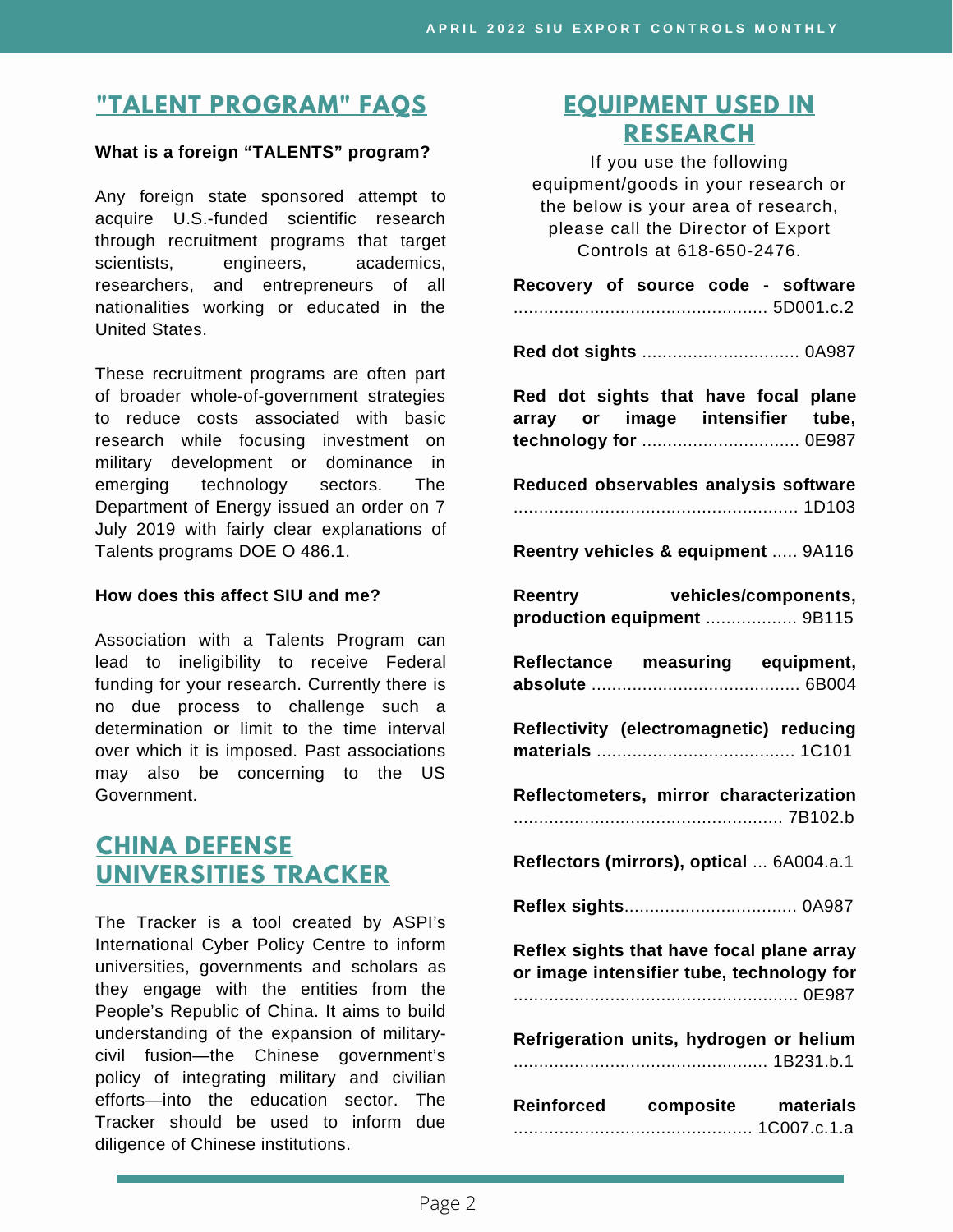## "TALENT PROGRAM" FAQS

**What is a foreign "TALENTS" program?**

Any foreign state sponsored attempt to acquire U.S.-funded scientific research through recruitment programs that target scientists, engineers, academics, researchers, and entrepreneurs of all nationalities working or educated in the United States.

These recruitment programs are often part of broader whole-of-government strategies to reduce costs associated with basic research while focusing investment on military development or dominance in emerging technology sectors. The Department of Energy issued an order on 7 July 2019 with fairly clear explanations of Talents programs DOE O 486.1.

**How does this affect SIU and me?**

Association with a Talents Program can lead to ineligibility to receive Federal funding for your research. Currently there is no due process to challenge such a determination or limit to the time interval over which it is imposed. Past associations may also be concerning to the US Government.

## CHINA DEFENSE UNIVERSITIES TRACKER

The Tracker is a tool created by ASPI's International Cyber Policy Centre to inform universities, governments and scholars as they engage with the entities from the People's Republic of China. It aims to build understanding of the expansion of military-civil fusion—the Chinese government's policy of integrating military and civilian efforts—into the education sector. The Tracker should be used to inform due diligence of Chinese institutions.

## EQUIPMENT USED IN RESEARCH

If you use the following equipment/goods in your research or the below is your area of research, please call the Director of Export Controls at 618-650-2476.

**Recovery of source code - software** .................................................. 5D001.c.2

**Red dot sights** ............................... 0A987

**Red dot sights that have focal plane array or image intensifier tube, technology for** ............................... 0E987

**Reduced observables analysis software** ........................................................ 1D103

**Reentry vehicles & equipment** ..... 9A116

**Reentry vehicles/components, production equipment** .................. 9B115

**Reflectance measuring equipment, absolute** ......................................... 6B004

**Reflectivity (electromagnetic) reducing materials** ....................................... 1C101

**Reflectometers, mirror characterization** ..................................................... 7B102.b

**Reflectors (mirrors), optical** ... 6A004.a.1

**Reflex sights**.................................. 0A987

**Reflex sights that have focal plane array or image intensifier tube, technology for** ........................................................ 0E987

**Refrigeration units, hydrogen or helium** .................................................. 1B231.b.1

**Reinforced composite materials** ............................................... 1C007.c.1.a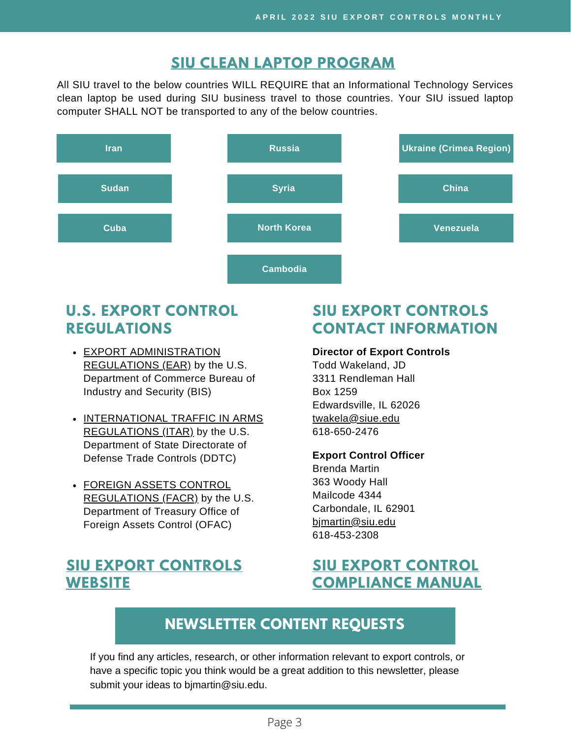## SIU CLEAN LAPTOP PROGRAM

All SIU travel to the below countries WILL REQUIRE that an Informational Technology Services clean laptop be used during SIU business travel to those countries. Your SIU issued laptop computer SHALL NOT be transported to any of the below countries.

- Iran
- Russia
- Ukraine (Crimea Region)
- Sudan
- Syria
- China
- Cuba
- North Korea
- Venezuela
- Cambodia

## U.S. EXPORT CONTROL REGULATIONS

- EXPORT ADMINISTRATION REGULATIONS (EAR) by the U.S. Department of Commerce Bureau of Industry and Security (BIS)
- INTERNATIONAL TRAFFIC IN ARMS REGULATIONS (ITAR) by the U.S. Department of State Directorate of Defense Trade Controls (DDTC)
- FOREIGN ASSETS CONTROL REGULATIONS (FACR) by the U.S. Department of Treasury Office of Foreign Assets Control (OFAC)

## SIU EXPORT CONTROLS CONTACT INFORMATION

**Director of Export Controls**
Todd Wakeland, JD
3311 Rendleman Hall
Box 1259
Edwardsville, IL 62026
twakela@siue.edu
618-650-2476

**Export Control Officer**
Brenda Martin
363 Woody Hall
Mailcode 4344
Carbondale, IL 62901
bjmartin@siu.edu
618-453-2308

## SIU EXPORT CONTROLS WEBSITE

## SIU EXPORT CONTROL COMPLIANCE MANUAL

## NEWSLETTER CONTENT REQUESTS

If you find any articles, research, or other information relevant to export controls, or have a specific topic you think would be a great addition to this newsletter, please submit your ideas to bjmartin@siu.edu.